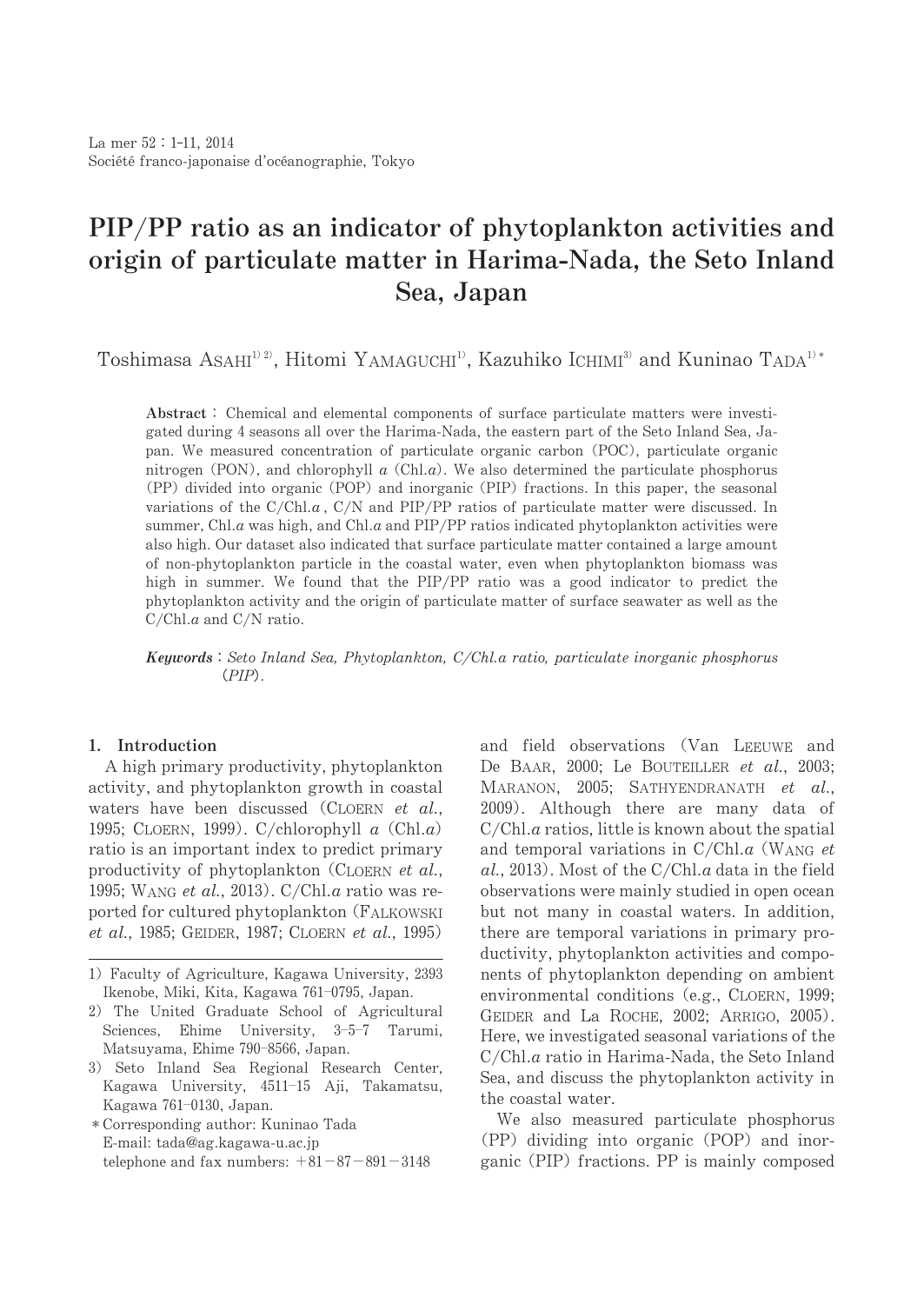La mer 52 : 1-11, 2014
Société franco-japonaise d'océanographie, Tokyo

# PIP/PP ratio as an indicator of phytoplankton activities and origin of particulate matter in Harima-Nada, the Seto Inland Sea, Japan

Toshimasa ASAHI[1) 2)], Hitomi YAMAGUCHI[1)], Kazuhiko ICHIMI[3)] and Kuninao TADA[1) *]

**Abstract** : Chemical and elemental components of surface particulate matters were investigated during 4 seasons all over the Harima-Nada, the eastern part of the Seto Inland Sea, Japan. We measured concentration of particulate organic carbon (POC), particulate organic nitrogen (PON), and chlorophyll *a* (Chl.*a*). We also determined the particulate phosphorus (PP) divided into organic (POP) and inorganic (PIP) fractions. In this paper, the seasonal variations of the C/Chl.*a* , C/N and PIP/PP ratios of particulate matter were discussed. In summer, Chl.*a* was high, and Chl.*a* and PIP/PP ratios indicated phytoplankton activities were also high. Our dataset also indicated that surface particulate matter contained a large amount of non-phytoplankton particle in the coastal water, even when phytoplankton biomass was high in summer. We found that the PIP/PP ratio was a good indicator to predict the phytoplankton activity and the origin of particulate matter of surface seawater as well as the C/Chl.*a* and C/N ratio.

***Keywords*** : *Seto Inland Sea, Phytoplankton, C/Chl.a ratio, particulate inorganic phosphorus (PIP).*

## 1. Introduction

A high primary productivity, phytoplankton activity, and phytoplankton growth in coastal waters have been discussed (CLOERN *et al.*, 1995; CLOERN, 1999). C/chlorophyll *a* (Chl.*a*) ratio is an important index to predict primary productivity of phytoplankton (CLOERN *et al.*, 1995; WANG *et al.*, 2013). C/Chl.*a* ratio was reported for cultured phytoplankton (FALKOWSKI *et al.*, 1985; GEIDER, 1987; CLOERN *et al.*, 1995) and field observations (Van LEEUWE and De BAAR, 2000; Le BOUTEILLER *et al.*, 2003; MARANON, 2005; SATHYENDRANATH *et al.*, 2009). Although there are many data of C/Chl.*a* ratios, little is known about the spatial and temporal variations in C/Chl.*a* (WANG *et al.*, 2013). Most of the C/Chl.*a* data in the field observations were mainly studied in open ocean but not many in coastal waters. In addition, there are temporal variations in primary productivity, phytoplankton activities and components of phytoplankton depending on ambient environmental conditions (e.g., CLOERN, 1999; GEIDER and La ROCHE, 2002; ARRIGO, 2005). Here, we investigated seasonal variations of the C/Chl.*a* ratio in Harima-Nada, the Seto Inland Sea, and discuss the phytoplankton activity in the coastal water.

We also measured particulate phosphorus (PP) dividing into organic (POP) and inorganic (PIP) fractions. PP is mainly composed

1) Faculty of Agriculture, Kagawa University, 2393 Ikenobe, Miki, Kita, Kagawa 761-0795, Japan.
2) The United Graduate School of Agricultural Sciences, Ehime University, 3-5-7 Tarumi, Matsuyama, Ehime 790-8566, Japan.
3) Seto Inland Sea Regional Research Center, Kagawa University, 4511-15 Aji, Takamatsu, Kagawa 761-0130, Japan.
* Corresponding author: Kuninao Tada
E-mail: tada@ag.kagawa-u.ac.jp
telephone and fax numbers: +81-87-891-3148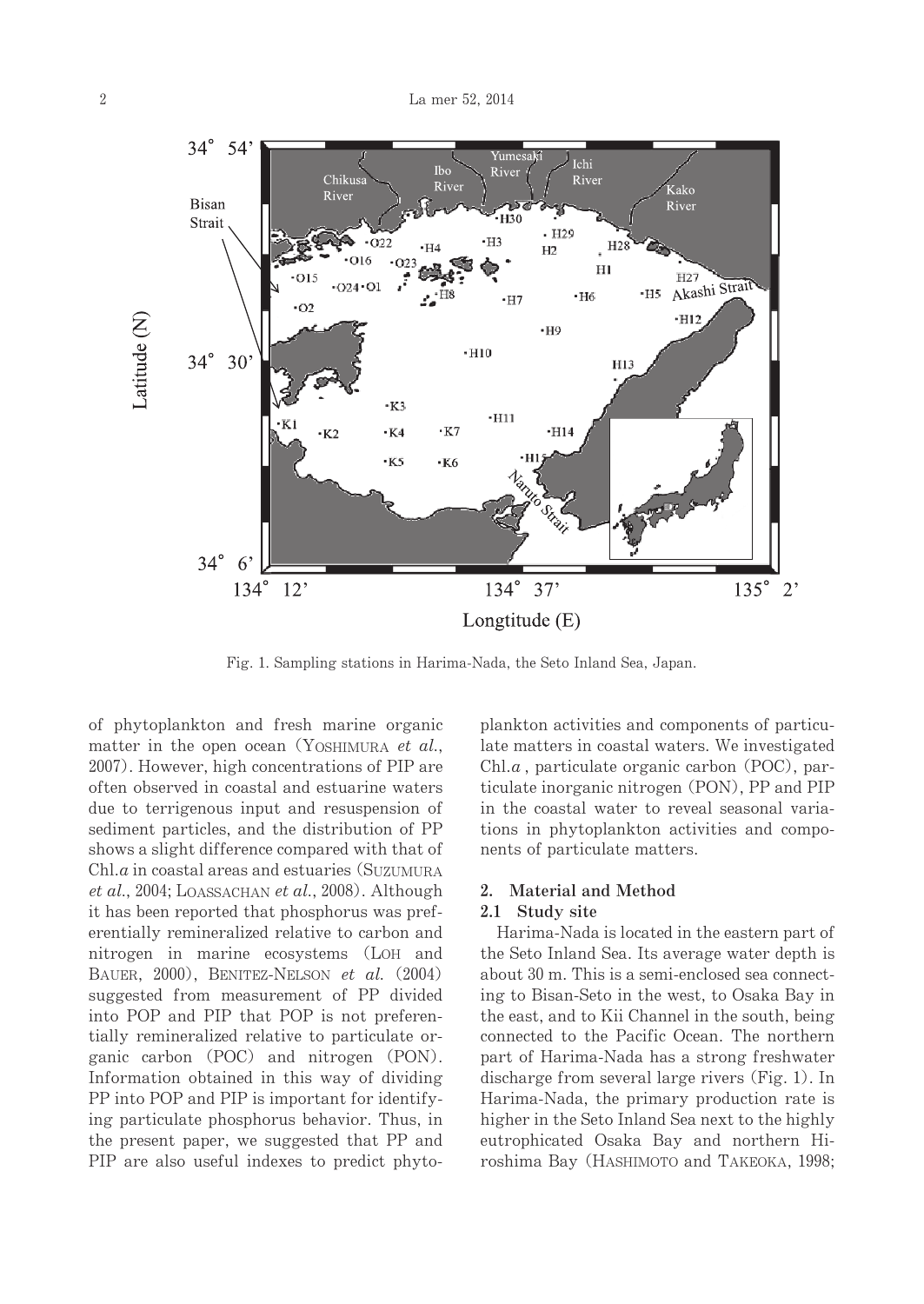34° 54'

34° 30'

34° 6'

134° 12'

134° 37'

135° 2'

Latitude (N)

Longtitude (E)

Bisan Strait

Chikusa River

Ibo River

Yumesaki River

Ichi River

Kako River

Akashi Strait

Naruto Strait

O22 O16 O23 O15 O24 O1 O2

H1 H2 H3 H4 H5 H6 H7 H8 H9 H10 H11 H12 H13 H14 H15 H27 H28 H29 H30

K1 K2 K3 K4 K5 K6 K7

Fig. 1. Sampling stations in Harima-Nada, the Seto Inland Sea, Japan.

of phytoplankton and fresh marine organic matter in the open ocean (YOSHIMURA *et al.*, 2007). However, high concentrations of PIP are often observed in coastal and estuarine waters due to terrigenous input and resuspension of sediment particles, and the distribution of PP shows a slight difference compared with that of Chl.*a* in coastal areas and estuaries (SUZUMURA *et al.*, 2004; LOASSACHAN *et al.*, 2008). Although it has been reported that phosphorus was preferentially remineralized relative to carbon and nitrogen in marine ecosystems (LOH and BAUER, 2000), BENITEZ-NELSON *et al.* (2004) suggested from measurement of PP divided into POP and PIP that POP is not preferentially remineralized relative to particulate organic carbon (POC) and nitrogen (PON). Information obtained in this way of dividing PP into POP and PIP is important for identifying particulate phosphorus behavior. Thus, in the present paper, we suggested that PP and PIP are also useful indexes to predict phytoplankton activities and components of particulate matters in coastal waters. We investigated Chl.*a* , particulate organic carbon (POC), particulate inorganic nitrogen (PON), PP and PIP in the coastal water to reveal seasonal variations in phytoplankton activities and components of particulate matters.

## 2. Material and Method

### 2.1 Study site

Harima-Nada is located in the eastern part of the Seto Inland Sea. Its average water depth is about 30 m. This is a semi-enclosed sea connecting to Bisan-Seto in the west, to Osaka Bay in the east, and to Kii Channel in the south, being connected to the Pacific Ocean. The northern part of Harima-Nada has a strong freshwater discharge from several large rivers (Fig. 1). In Harima-Nada, the primary production rate is higher in the Seto Inland Sea next to the highly eutrophicated Osaka Bay and northern Hiroshima Bay (HASHIMOTO and TAKEOKA, 1998;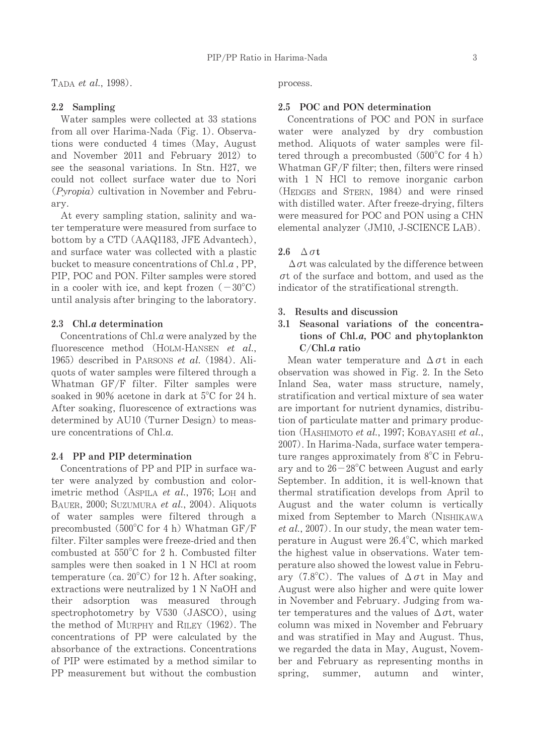TADA *et al.*, 1998).

### 2.2 Sampling

Water samples were collected at 33 stations from all over Harima-Nada (Fig. 1). Observations were conducted 4 times (May, August and November 2011 and February 2012) to see the seasonal variations. In Stn. H27, we could not collect surface water due to Nori (*Pyropia*) cultivation in November and February.

At every sampling station, salinity and water temperature were measured from surface to bottom by a CTD (AAQ1183, JFE Advantech), and surface water was collected with a plastic bucket to measure concentrations of Chl.*a*, PP, PIP, POC and PON. Filter samples were stored in a cooler with ice, and kept frozen (−30°C) until analysis after bringing to the laboratory.

### 2.3 Chl.*a* determination

Concentrations of Chl.*a* were analyzed by the fluorescence method (HOLM-HANSEN *et al.*, 1965) described in PARSONS *et al.* (1984). Aliquots of water samples were filtered through a Whatman GF/F filter. Filter samples were soaked in 90% acetone in dark at 5°C for 24 h. After soaking, fluorescence of extractions was determined by AU10 (Turner Design) to measure concentrations of Chl.*a*.

### 2.4 PP and PIP determination

Concentrations of PP and PIP in surface water were analyzed by combustion and colorimetric method (ASPILA *et al.*, 1976; LOH and BAUER, 2000; SUZUMURA *et al.*, 2004). Aliquots of water samples were filtered through a precombusted (500°C for 4 h) Whatman GF/F filter. Filter samples were freeze-dried and then combusted at 550°C for 2 h. Combusted filter samples were then soaked in 1 N HCl at room temperature (ca. 20°C) for 12 h. After soaking, extractions were neutralized by 1 N NaOH and their adsorption was measured through spectrophotometry by V530 (JASCO), using the method of MURPHY and RILEY (1962). The concentrations of PP were calculated by the absorbance of the extractions. Concentrations of PIP were estimated by a method similar to PP measurement but without the combustion process.

### 2.5 POC and PON determination

Concentrations of POC and PON in surface water were analyzed by dry combustion method. Aliquots of water samples were filtered through a precombusted (500°C for 4 h) Whatman GF/F filter; then, filters were rinsed with 1 N HCl to remove inorganic carbon (HEDGES and STERN, 1984) and were rinsed with distilled water. After freeze-drying, filters were measured for POC and PON using a CHN elemental analyzer (JM10, J-SCIENCE LAB).

### 2.6 $\Delta\sigma t$

$\Delta\sigma t$ was calculated by the difference between $\sigma t$ of the surface and bottom, and used as the indicator of the stratificational strength.

## 3. Results and discussion

### 3.1 Seasonal variations of the concentrations of Chl.*a*, POC and phytoplankton C/Chl.*a* ratio

Mean water temperature and $\Delta\sigma t$ in each observation was showed in Fig. 2. In the Seto Inland Sea, water mass structure, namely, stratification and vertical mixture of sea water are important for nutrient dynamics, distribution of particulate matter and primary production (HASHIMOTO *et al.*, 1997; KOBAYASHI *et al.*, 2007). In Harima-Nada, surface water temperature ranges approximately from 8°C in February and to 26−28°C between August and early September. In addition, it is well-known that thermal stratification develops from April to August and the water column is vertically mixed from September to March (NISHIKAWA *et al.*, 2007). In our study, the mean water temperature in August were 26.4°C, which marked the highest value in observations. Water temperature also showed the lowest value in February (7.8°C). The values of $\Delta\sigma t$ in May and August were also higher and were quite lower in November and February. Judging from water temperatures and the values of $\Delta\sigma t$, water column was mixed in November and February and was stratified in May and August. Thus, we regarded the data in May, August, November and February as representing months in spring, summer, autumn and winter,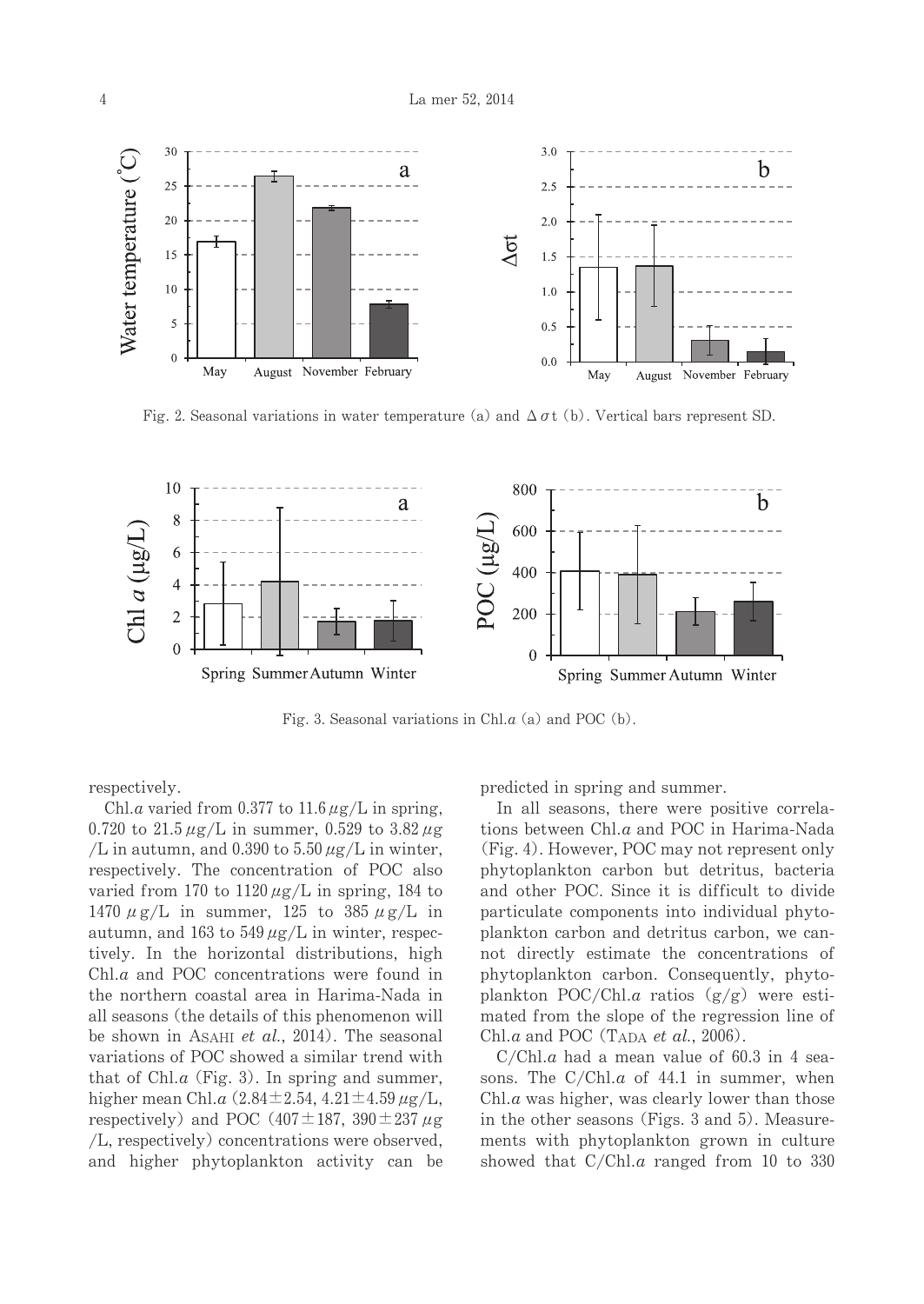Water temperature (˚C)

30
25
20
15
10
5
0

a

May August November February

Δσt

3.0
2.5
2.0
1.5
1.0
0.5
0.0

b

May August November February

Fig. 2. Seasonal variations in water temperature (a) and $\Delta\sigma t$ (b). Vertical bars represent SD.

Chl *a* (μg/L)

10
8
6
4
2
0

a

Spring Summer Autumn Winter

POC (μg/L)

800
600
400
200
0

b

Spring Summer Autumn Winter

Fig. 3. Seasonal variations in Chl.*a* (a) and POC (b).

respectively.

Chl.*a* varied from 0.377 to 11.6 μg/L in spring, 0.720 to 21.5 μg/L in summer, 0.529 to 3.82 μg/L in autumn, and 0.390 to 5.50 μg/L in winter, respectively. The concentration of POC also varied from 170 to 1120 μg/L in spring, 184 to 1470 μg/L in summer, 125 to 385 μg/L in autumn, and 163 to 549 μg/L in winter, respectively. In the horizontal distributions, high Chl.*a* and POC concentrations were found in the northern coastal area in Harima-Nada in all seasons (the details of this phenomenon will be shown in Asahi *et al.*, 2014). The seasonal variations of POC showed a similar trend with that of Chl.*a* (Fig. 3). In spring and summer, higher mean Chl.*a* (2.84±2.54, 4.21±4.59 μg/L, respectively) and POC (407±187, 390±237 μg/L, respectively) concentrations were observed, and higher phytoplankton activity can be predicted in spring and summer.

In all seasons, there were positive correlations between Chl.*a* and POC in Harima-Nada (Fig. 4). However, POC may not represent only phytoplankton carbon but detritus, bacteria and other POC. Since it is difficult to divide particulate components into individual phytoplankton carbon and detritus carbon, we cannot directly estimate the concentrations of phytoplankton carbon. Consequently, phytoplankton POC/Chl.*a* ratios (g/g) were estimated from the slope of the regression line of Chl.*a* and POC (Tada *et al.*, 2006).

C/Chl.*a* had a mean value of 60.3 in 4 seasons. The C/Chl.*a* of 44.1 in summer, when Chl.*a* was higher, was clearly lower than those in the other seasons (Figs. 3 and 5). Measurements with phytoplankton grown in culture showed that C/Chl.*a* ranged from 10 to 330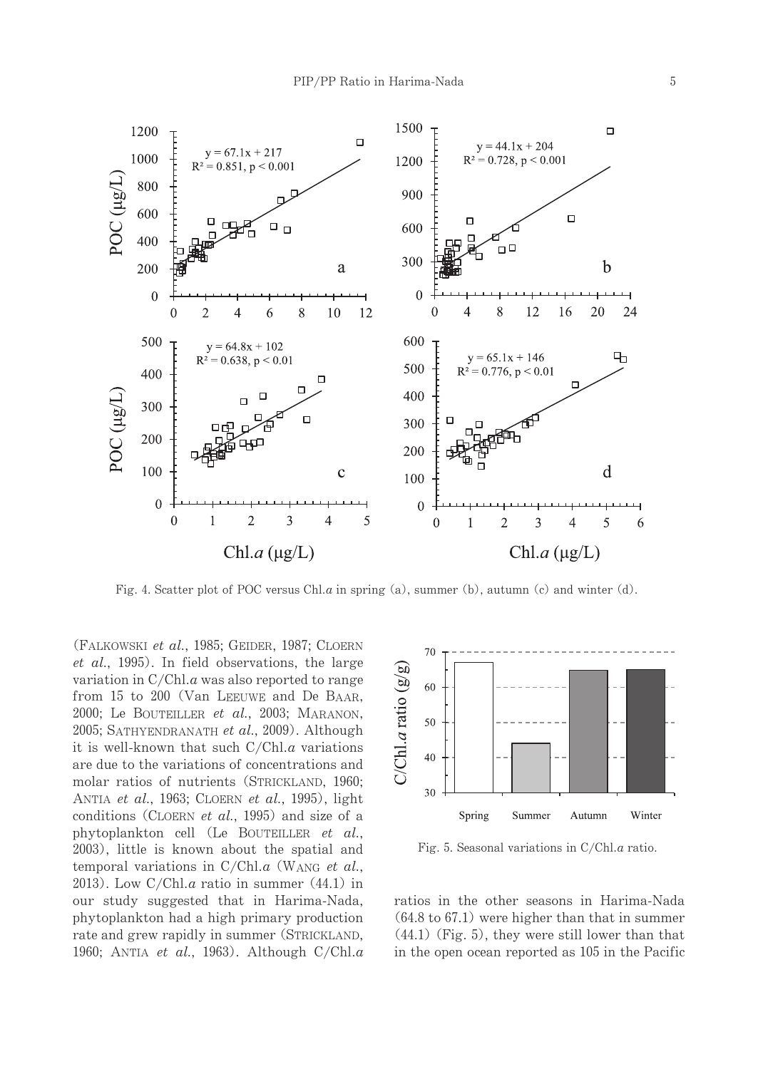Fig. 4. Scatter plot of POC versus Chl.*a* in spring (a), summer (b), autumn (c) and winter (d).

(Falkowski *et al.*, 1985; Geider, 1987; Cloern *et al.*, 1995). In field observations, the large variation in C/Chl.*a* was also reported to range from 15 to 200 (Van Leeuwe and De Baar, 2000; Le Bouteiller *et al.*, 2003; Maranon, 2005; Sathyendranath *et al.*, 2009). Although it is well-known that such C/Chl.*a* variations are due to the variations of concentrations and molar ratios of nutrients (Strickland, 1960; Antia *et al.*, 1963; Cloern *et al.*, 1995), light conditions (Cloern *et al.*, 1995) and size of a phytoplankton cell (Le Bouteiller *et al.*, 2003), little is known about the spatial and temporal variations in C/Chl.*a* (Wang *et al.*, 2013). Low C/Chl.*a* ratio in summer (44.1) in our study suggested that in Harima-Nada, phytoplankton had a high primary production rate and grew rapidly in summer (Strickland, 1960; Antia *et al.*, 1963). Although C/Chl.*a* ratios in the other seasons in Harima-Nada (64.8 to 67.1) were higher than that in summer (44.1) (Fig. 5), they were still lower than that in the open ocean reported as 105 in the Pacific

Fig. 5. Seasonal variations in C/Chl.*a* ratio.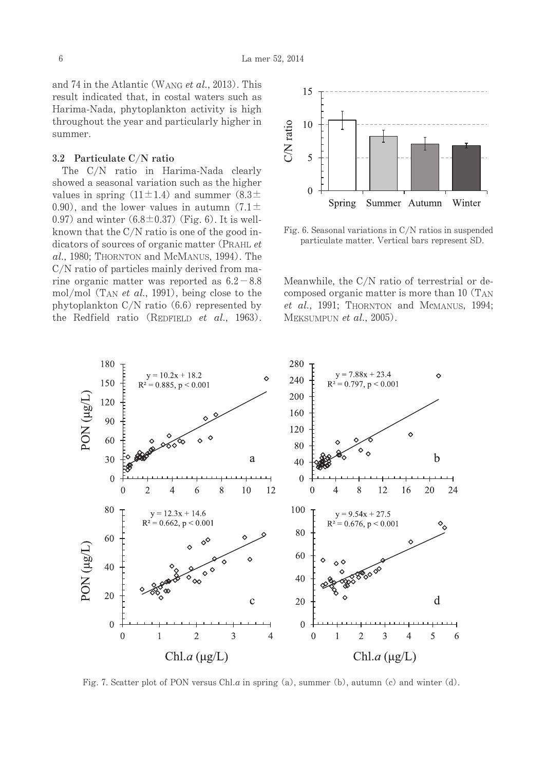and 74 in the Atlantic (WANG *et al.*, 2013). This result indicated that, in costal waters such as Harima-Nada, phytoplankton activity is high throughout the year and particularly higher in summer.

### 3.2 Particulate C/N ratio

The C/N ratio in Harima-Nada clearly showed a seasonal variation such as the higher values in spring (11±1.4) and summer (8.3±0.90), and the lower values in autumn (7.1±0.97) and winter (6.8±0.37) (Fig. 6). It is well-known that the C/N ratio is one of the good indicators of sources of organic matter (PRAHL *et al.*, 1980; THORNTON and MCMANUS, 1994). The C/N ratio of particles mainly derived from marine organic matter was reported as 6.2－8.8 mol/mol (TAN *et al.*, 1991), being close to the phytoplankton C/N ratio (6.6) represented by the Redfield ratio (REDFIELD *et al.*, 1963). Meanwhile, the C/N ratio of terrestrial or decomposed organic matter is more than 10 (TAN *et al.*, 1991; THORNTON and MCMANUS, 1994; MEKSUMPUN *et al.*, 2005).

C/N ratio
15
10
5
0
Spring Summer Autumn Winter

Fig. 6. Seasonal variations in C/N ratios in suspended particulate matter. Vertical bars represent SD.

a
$y = 10.2x + 18.2$
$R^2 = 0.885, p < 0.001$

b
$y = 7.88x + 23.4$
$R^2 = 0.797, p < 0.001$

c
$y = 12.3x + 14.6$
$R^2 = 0.662, p < 0.001$

d
$y = 9.54x + 27.5$
$R^2 = 0.676, p < 0.001$

PON (μg/L)
Chl.*a* (μg/L)

Fig. 7. Scatter plot of PON versus Chl.*a* in spring (a), summer (b), autumn (c) and winter (d).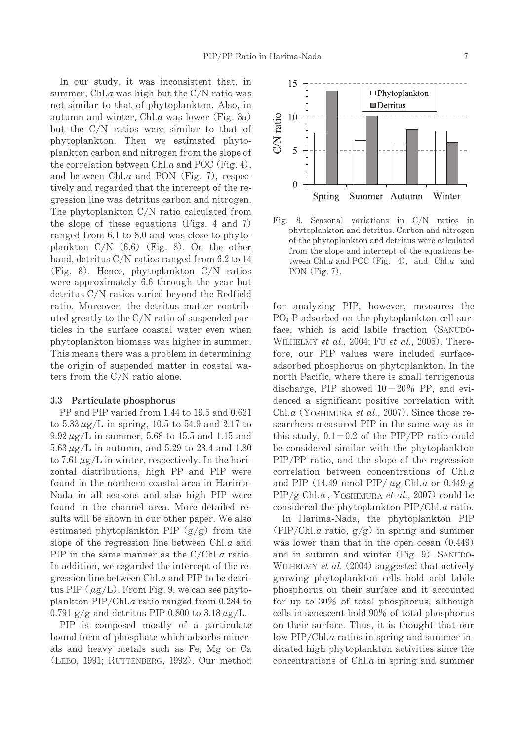In our study, it was inconsistent that, in summer, Chl.*a* was high but the C/N ratio was not similar to that of phytoplankton. Also, in autumn and winter, Chl.*a* was lower (Fig. 3a) but the C/N ratios were similar to that of phytoplankton. Then we estimated phytoplankton carbon and nitrogen from the slope of the correlation between Chl.*a* and POC (Fig. 4), and between Chl.*a* and PON (Fig. 7), respectively and regarded that the intercept of the regression line was detritus carbon and nitrogen. The phytoplankton C/N ratio calculated from the slope of these equations (Figs. 4 and 7) ranged from 6.1 to 8.0 and was close to phytoplankton C/N (6.6) (Fig. 8). On the other hand, detritus C/N ratios ranged from 6.2 to 14 (Fig. 8). Hence, phytoplankton C/N ratios were approximately 6.6 through the year but detritus C/N ratios varied beyond the Redfield ratio. Moreover, the detritus matter contributed greatly to the C/N ratio of suspended particles in the surface coastal water even when phytoplankton biomass was higher in summer. This means there was a problem in determining the origin of suspended matter in coastal waters from the C/N ratio alone.

### 3.3 Particulate phosphorus

PP and PIP varied from 1.44 to 19.5 and 0.621 to 5.33 $\mu$g/L in spring, 10.5 to 54.9 and 2.17 to 9.92 $\mu$g/L in summer, 5.68 to 15.5 and 1.15 and 5.63 $\mu$g/L in autumn, and 5.29 to 23.4 and 1.80 to 7.61 $\mu$g/L in winter, respectively. In the horizontal distributions, high PP and PIP were found in the northern coastal area in Harima-Nada in all seasons and also high PIP were found in the channel area. More detailed results will be shown in our other paper. We also estimated phytoplankton PIP (g/g) from the slope of the regression line between Chl.*a* and PIP in the same manner as the C/Chl.*a* ratio. In addition, we regarded the intercept of the regression line between Chl.*a* and PIP to be detritus PIP ($\mu$g/L). From Fig. 9, we can see phytoplankton PIP/Chl.*a* ratio ranged from 0.284 to 0.791 g/g and detritus PIP 0.800 to 3.18 $\mu$g/L.

PIP is composed mostly of a particulate bound form of phosphate which adsorbs minerals and heavy metals such as Fe, Mg or Ca (LEBO, 1991; RUTTENBERG, 1992). Our method for analyzing PIP, however, measures the $PO_4$-P adsorbed on the phytoplankton cell surface, which is acid labile fraction (SANUDO-WILHELMY *et al.*, 2004; FU *et al.*, 2005). Therefore, our PIP values were included surface-adsorbed phosphorus on phytoplankton. In the north Pacific, where there is small terrigenous discharge, PIP showed 10−20% PP, and evidenced a significant positive correlation with Chl.*a* (YOSHIMURA *et al.*, 2007). Since those researchers measured PIP in the same way as in this study, 0.1−0.2 of the PIP/PP ratio could be considered similar with the phytoplankton PIP/PP ratio, and the slope of the regression correlation between concentrations of Chl.*a* and PIP (14.49 nmol PIP/ $\mu$g Chl.*a* or 0.449 g PIP/g Chl.*a* , YOSHIMURA *et al.*, 2007) could be considered the phytoplankton PIP/Chl.*a* ratio.

In Harima-Nada, the phytoplankton PIP (PIP/Chl.*a* ratio, g/g) in spring and summer was lower than that in the open ocean (0.449) and in autumn and winter (Fig. 9). SANUDO-WILHELMY *et al.* (2004) suggested that actively growing phytoplankton cells hold acid labile phosphorus on their surface and it accounted for up to 30% of total phosphorus, although cells in senescent hold 90% of total phosphorus on their surface. Thus, it is thought that our low PIP/Chl.*a* ratios in spring and summer indicated high phytoplankton activities since the concentrations of Chl.*a* in spring and summer

15
10
5
0
C/N ratio
□ Phytoplankton
■ Detritus
Spring Summer Autumn Winter

Fig. 8. Seasonal variations in C/N ratios in phytoplankton and detritus. Carbon and nitrogen of the phytoplankton and detritus were calculated from the slope and intercept of the equations between Chl.*a* and POC (Fig. 4), and Chl.*a* and PON (Fig. 7).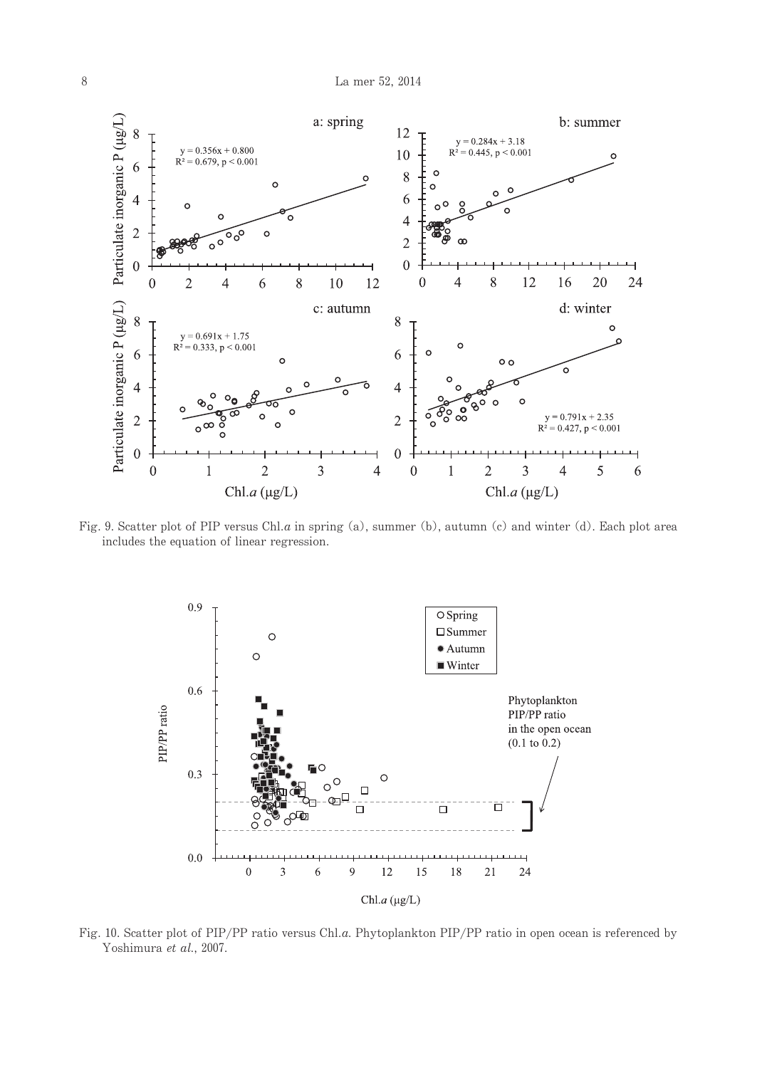a: spring

$y = 0.356x + 0.800$
$R^2 = 0.679$, $p < 0.001$

b: summer

$y = 0.284x + 3.18$
$R^2 = 0.445$, $p < 0.001$

c: autumn

$y = 0.691x + 1.75$
$R^2 = 0.333$, $p < 0.001$

d: winter

$y = 0.791x + 2.35$
$R^2 = 0.427$, $p < 0.001$

Particulate inorganic P (μg/L)

Chl.*a* (μg/L)

Fig. 9. Scatter plot of PIP versus Chl.*a* in spring (a), summer (b), autumn (c) and winter (d). Each plot area includes the equation of linear regression.

PIP/PP ratio

Chl.*a* (μg/L)

Spring
Summer
Autumn
Winter

Phytoplankton PIP/PP ratio in the open ocean (0.1 to 0.2)

Fig. 10. Scatter plot of PIP/PP ratio versus Chl.*a*. Phytoplankton PIP/PP ratio in open ocean is referenced by Yoshimura *et al*., 2007.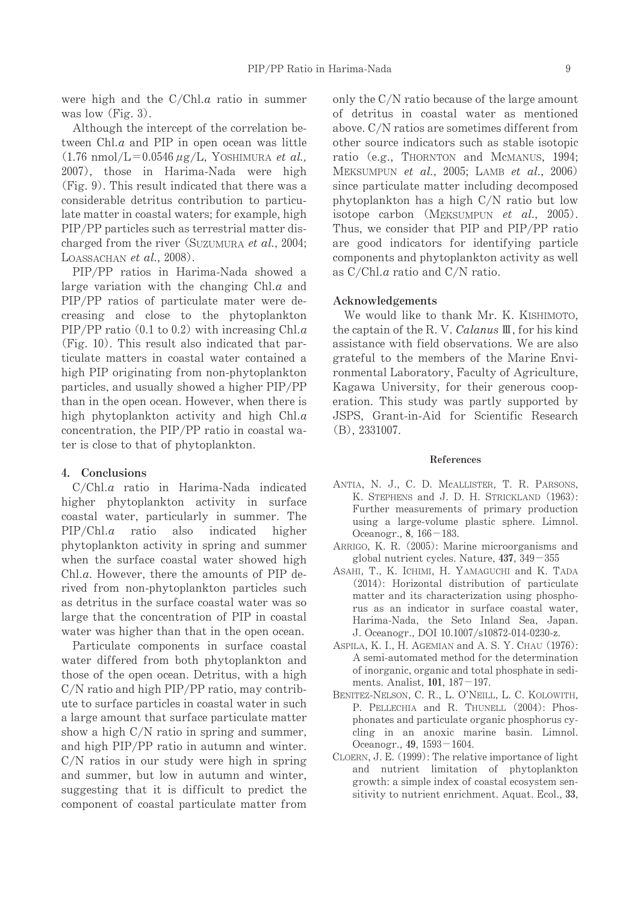were high and the C/Chl.*a* ratio in summer was low (Fig. 3).

Although the intercept of the correlation between Chl.*a* and PIP in open ocean was little (1.76 nmol/L $=$ 0.0546 $\mu$g/L, YOSHIMURA *et al.,* 2007), those in Harima-Nada were high (Fig. 9). This result indicated that there was a considerable detritus contribution to particulate matter in coastal waters; for example, high PIP/PP particles such as terrestrial matter discharged from the river (SUZUMURA *et al.*, 2004; LOASSACHAN *et al.*, 2008).

PIP/PP ratios in Harima-Nada showed a large variation with the changing Chl.*a* and PIP/PP ratios of particulate mater were decreasing and close to the phytoplankton PIP/PP ratio (0.1 to 0.2) with increasing Chl.*a* (Fig. 10). This result also indicated that particulate matters in coastal water contained a high PIP originating from non-phytoplankton particles, and usually showed a higher PIP/PP than in the open ocean. However, when there is high phytoplankton activity and high Chl.*a* concentration, the PIP/PP ratio in coastal water is close to that of phytoplankton.

## 4. Conclusions

C/Chl.*a* ratio in Harima-Nada indicated higher phytoplankton activity in surface coastal water, particularly in summer. The PIP/Chl.*a* ratio also indicated higher phytoplankton activity in spring and summer when the surface coastal water showed high Chl.*a*. However, there the amounts of PIP derived from non-phytoplankton particles such as detritus in the surface coastal water was so large that the concentration of PIP in coastal water was higher than that in the open ocean.

Particulate components in surface coastal water differed from both phytoplankton and those of the open ocean. Detritus, with a high C/N ratio and high PIP/PP ratio, may contribute to surface particles in coastal water in such a large amount that surface particulate matter show a high C/N ratio in spring and summer, and high PIP/PP ratio in autumn and winter. C/N ratios in our study were high in spring and summer, but low in autumn and winter, suggesting that it is difficult to predict the component of coastal particulate matter from only the C/N ratio because of the large amount of detritus in coastal water as mentioned above. C/N ratios are sometimes different from other source indicators such as stable isotopic ratio (e.g., THORNTON and MCMANUS, 1994; MEKSUMPUN *et al.*, 2005; LAMB *et al.*, 2006) since particulate matter including decomposed phytoplankton has a high C/N ratio but low isotope carbon (MEKSUMPUN *et al.*, 2005). Thus, we consider that PIP and PIP/PP ratio are good indicators for identifying particle components and phytoplankton activity as well as C/Chl.*a* ratio and C/N ratio.

## Acknowledgements

We would like to thank Mr. K. KISHIMOTO, the captain of the R. V. *Calanus* Ⅲ, for his kind assistance with field observations. We are also grateful to the members of the Marine Environmental Laboratory, Faculty of Agriculture, Kagawa University, for their generous cooperation. This study was partly supported by JSPS, Grant-in-Aid for Scientific Research (B), 2331007.

## References

ANTIA, N. J., C. D. MCALLISTER, T. R. PARSONS, K. STEPHENS and J. D. H. STRICKLAND (1963): Further measurements of primary production using a large-volume plastic sphere. Limnol. Oceanogr., **8**, 166−183.

ARRIGO, K. R. (2005): Marine microorganisms and global nutrient cycles. Nature, **437**, 349−355

ASAHI, T., K. ICHIMI, H. YAMAGUCHI and K. TADA (2014): Horizontal distribution of particulate matter and its characterization using phosphorus as an indicator in surface coastal water, Harima-Nada, the Seto Inland Sea, Japan. J. Oceanogr., DOI 10.1007/s10872-014-0230-z.

ASPILA, K. I., H. AGEMIAN and A. S. Y. CHAU (1976): A semi-automated method for the determination of inorganic, organic and total phosphate in sediments. Analist, **101**, 187−197.

BENITEZ-NELSON, C. R., L. O'NEILL, L. C. KOLOWITH, P. PELLECHIA and R. THUNELL (2004): Phosphonates and particulate organic phosphorus cycling in an anoxic marine basin. Limnol. Oceanogr., **49**, 1593−1604.

CLOERN, J. E. (1999): The relative importance of light and nutrient limitation of phytoplankton growth: a simple index of coastal ecosystem sensitivity to nutrient enrichment. Aquat. Ecol., **33**,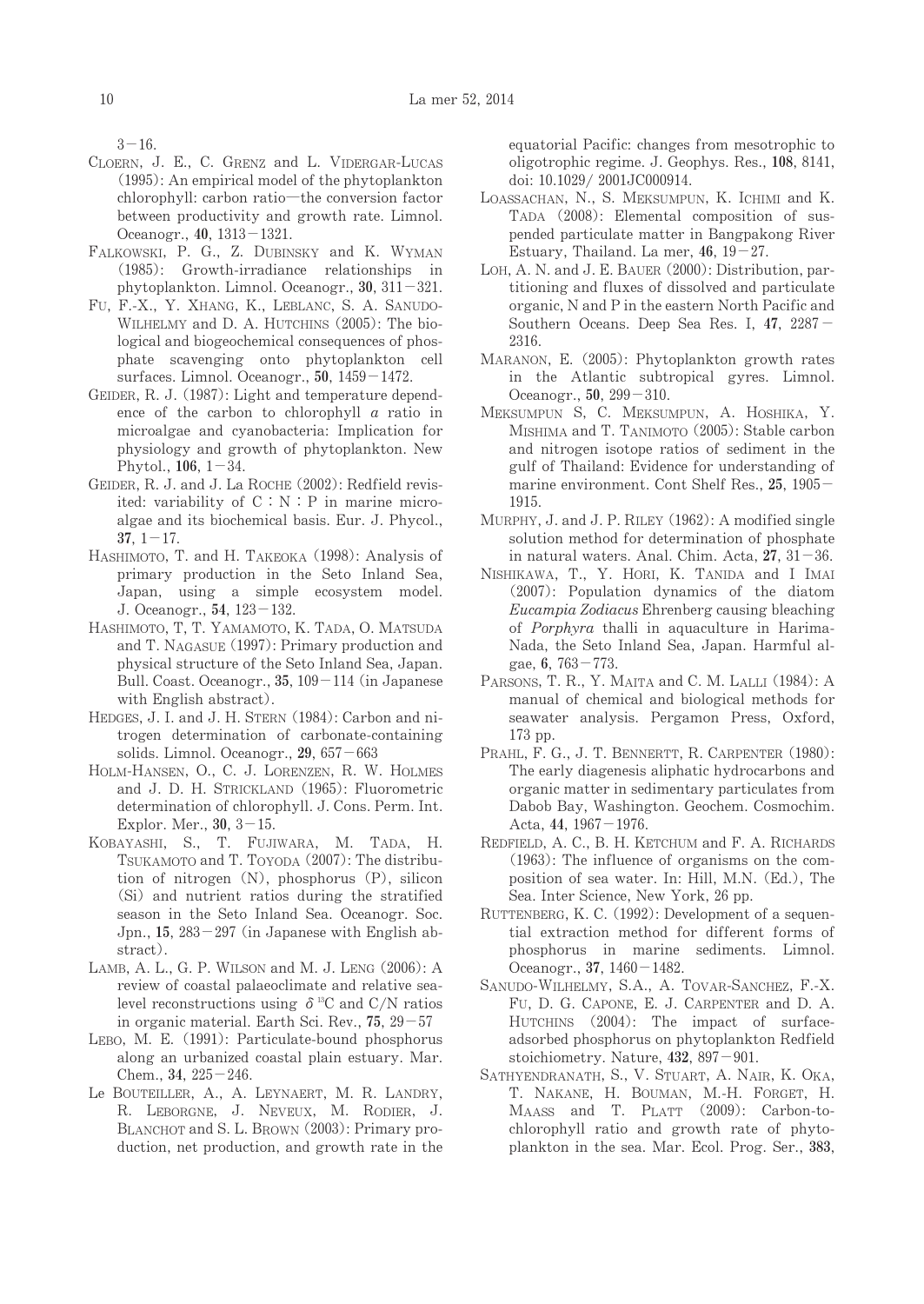3−16.

CLOERN, J. E., C. GRENZ and L. VIDERGAR-LUCAS (1995): An empirical model of the phytoplankton chlorophyll: carbon ratio—the conversion factor between productivity and growth rate. Limnol. Oceanogr., **40**, 1313−1321.

FALKOWSKI, P. G., Z. DUBINSKY and K. WYMAN (1985): Growth-irradiance relationships in phytoplankton. Limnol. Oceanogr., **30**, 311−321.

FU, F.-X., Y. XHANG, K., LEBLANC, S. A. SANUDO-WILHELMY and D. A. HUTCHINS (2005): The biological and biogeochemical consequences of phosphate scavenging onto phytoplankton cell surfaces. Limnol. Oceanogr., **50**, 1459−1472.

GEIDER, R. J. (1987): Light and temperature dependence of the carbon to chlorophyll *a* ratio in microalgae and cyanobacteria: Implication for physiology and growth of phytoplankton. New Phytol., **106**, 1−34.

GEIDER, R. J. and J. La ROCHE (2002): Redfield revisited: variability of C : N : P in marine microalgae and its biochemical basis. Eur. J. Phycol., **37**, 1−17.

HASHIMOTO, T. and H. TAKEOKA (1998): Analysis of primary production in the Seto Inland Sea, Japan, using a simple ecosystem model. J. Oceanogr., **54**, 123−132.

HASHIMOTO, T, T. YAMAMOTO, K. TADA, O. MATSUDA and T. NAGASUE (1997): Primary production and physical structure of the Seto Inland Sea, Japan. Bull. Coast. Oceanogr., **35**, 109−114 (in Japanese with English abstract).

HEDGES, J. I. and J. H. STERN (1984): Carbon and nitrogen determination of carbonate-containing solids. Limnol. Oceanogr., **29**, 657−663

HOLM-HANSEN, O., C. J. LORENZEN, R. W. HOLMES and J. D. H. STRICKLAND (1965): Fluorometric determination of chlorophyll. J. Cons. Perm. Int. Explor. Mer., **30**, 3−15.

KOBAYASHI, S., T. FUJIWARA, M. TADA, H. TSUKAMOTO and T. TOYODA (2007): The distribution of nitrogen (N), phosphorus (P), silicon (Si) and nutrient ratios during the stratified season in the Seto Inland Sea. Oceanogr. Soc. Jpn., **15**, 283−297 (in Japanese with English abstract).

LAMB, A. L., G. P. WILSON and M. J. LENG (2006): A review of coastal palaeoclimate and relative sea-level reconstructions using $\delta^{13}C$ and C/N ratios in organic material. Earth Sci. Rev., **75**, 29−57

LEBO, M. E. (1991): Particulate-bound phosphorus along an urbanized coastal plain estuary. Mar. Chem., **34**, 225−246.

Le BOUTEILLER, A., A. LEYNAERT, M. R. LANDRY, R. LEBORGNE, J. NEVEUX, M. RODIER, J. BLANCHOT and S. L. BROWN (2003): Primary production, net production, and growth rate in the equatorial Pacific: changes from mesotrophic to oligotrophic regime. J. Geophys. Res., **108**, 8141, doi: 10.1029/ 2001JC000914.

LOASSACHAN, N., S. MEKSUMPUN, K. ICHIMI and K. TADA (2008): Elemental composition of suspended particulate matter in Bangpakong River Estuary, Thailand. La mer, **46**, 19−27.

LOH, A. N. and J. E. BAUER (2000): Distribution, partitioning and fluxes of dissolved and particulate organic, N and P in the eastern North Pacific and Southern Oceans. Deep Sea Res. I, **47**, 2287−2316.

MARANON, E. (2005): Phytoplankton growth rates in the Atlantic subtropical gyres. Limnol. Oceanogr., **50**, 299−310.

MEKSUMPUN S, C. MEKSUMPUN, A. HOSHIKA, Y. MISHIMA and T. TANIMOTO (2005): Stable carbon and nitrogen isotope ratios of sediment in the gulf of Thailand: Evidence for understanding of marine environment. Cont Shelf Res., **25**, 1905−1915.

MURPHY, J. and J. P. RILEY (1962): A modified single solution method for determination of phosphate in natural waters. Anal. Chim. Acta, **27**, 31−36.

NISHIKAWA, T., Y. HORI, K. TANIDA and I IMAI (2007): Population dynamics of the diatom *Eucampia Zodiacus* Ehrenberg causing bleaching of *Porphyra* thalli in aquaculture in Harima-Nada, the Seto Inland Sea, Japan. Harmful algae, **6**, 763−773.

PARSONS, T. R., Y. MAITA and C. M. LALLI (1984): A manual of chemical and biological methods for seawater analysis. Pergamon Press, Oxford, 173 pp.

PRAHL, F. G., J. T. BENNERTT, R. CARPENTER (1980): The early diagenesis aliphatic hydrocarbons and organic matter in sedimentary particulates from Dabob Bay, Washington. Geochem. Cosmochim. Acta, **44**, 1967−1976.

REDFIELD, A. C., B. H. KETCHUM and F. A. RICHARDS (1963): The influence of organisms on the composition of sea water. In: Hill, M.N. (Ed.), The Sea. Inter Science, New York, 26 pp.

RUTTENBERG, K. C. (1992): Development of a sequential extraction method for different forms of phosphorus in marine sediments. Limnol. Oceanogr., **37**, 1460−1482.

SANUDO-WILHELMY, S.A., A. TOVAR-SANCHEZ, F.-X. FU, D. G. CAPONE, E. J. CARPENTER and D. A. HUTCHINS (2004): The impact of surface-adsorbed phosphorus on phytoplankton Redfield stoichiometry. Nature, **432**, 897−901.

SATHYENDRANATH, S., V. STUART, A. NAIR, K. OKA, T. NAKANE, H. BOUMAN, M.-H. FORGET, H. MAASS and T. PLATT (2009): Carbon-to-chlorophyll ratio and growth rate of phytoplankton in the sea. Mar. Ecol. Prog. Ser., **383**,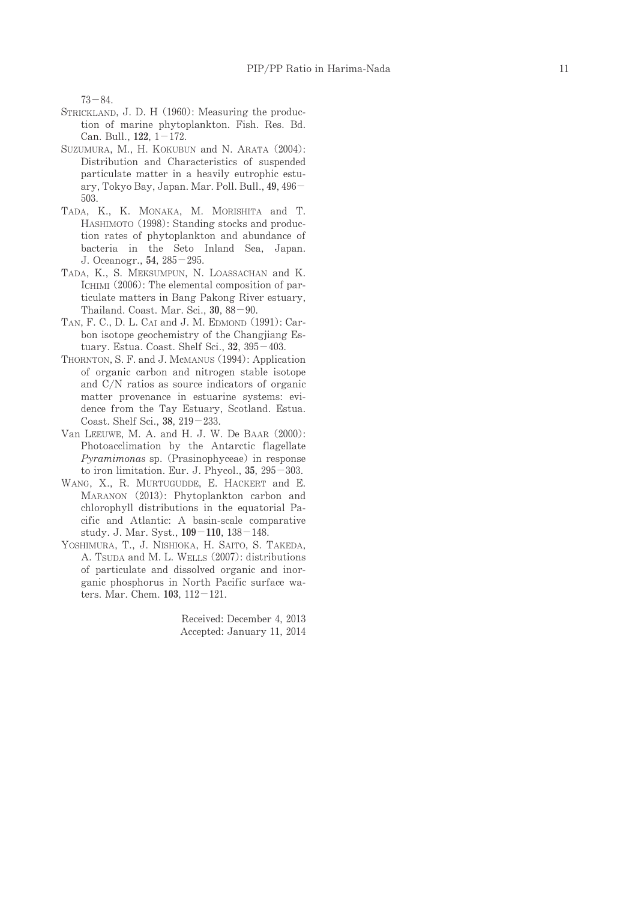73–84.

STRICKLAND, J. D. H (1960): Measuring the production of marine phytoplankton. Fish. Res. Bd. Can. Bull., **122**, 1–172.

SUZUMURA, M., H. KOKUBUN and N. ARATA (2004): Distribution and Characteristics of suspended particulate matter in a heavily eutrophic estuary, Tokyo Bay, Japan. Mar. Poll. Bull., **49**, 496–503.

TADA, K., K. MONAKA, M. MORISHITA and T. HASHIMOTO (1998): Standing stocks and production rates of phytoplankton and abundance of bacteria in the Seto Inland Sea, Japan. J. Oceanogr., **54**, 285–295.

TADA, K., S. MEKSUMPUN, N. LOASSACHAN and K. ICHIMI (2006): The elemental composition of particulate matters in Bang Pakong River estuary, Thailand. Coast. Mar. Sci., **30**, 88–90.

TAN, F. C., D. L. CAI and J. M. EDMOND (1991): Carbon isotope geochemistry of the Changjiang Estuary. Estua. Coast. Shelf Sci., **32**, 395–403.

THORNTON, S. F. and J. MCMANUS (1994): Application of organic carbon and nitrogen stable isotope and C/N ratios as source indicators of organic matter provenance in estuarine systems: evidence from the Tay Estuary, Scotland. Estua. Coast. Shelf Sci., **38**, 219–233.

Van LEEUWE, M. A. and H. J. W. De BAAR (2000): Photoacclimation by the Antarctic flagellate *Pyramimonas* sp. (Prasinophyceae) in response to iron limitation. Eur. J. Phycol., **35**, 295–303.

WANG, X., R. MURTUGUDDE, E. HACKERT and E. MARANON (2013): Phytoplankton carbon and chlorophyll distributions in the equatorial Pacific and Atlantic: A basin-scale comparative study. J. Mar. Syst., **109–110**, 138–148.

YOSHIMURA, T., J. NISHIOKA, H. SAITO, S. TAKEDA, A. TSUDA and M. L. WELLS (2007): distributions of particulate and dissolved organic and inorganic phosphorus in North Pacific surface waters. Mar. Chem. **103**, 112–121.

Received: December 4, 2013
Accepted: January 11, 2014